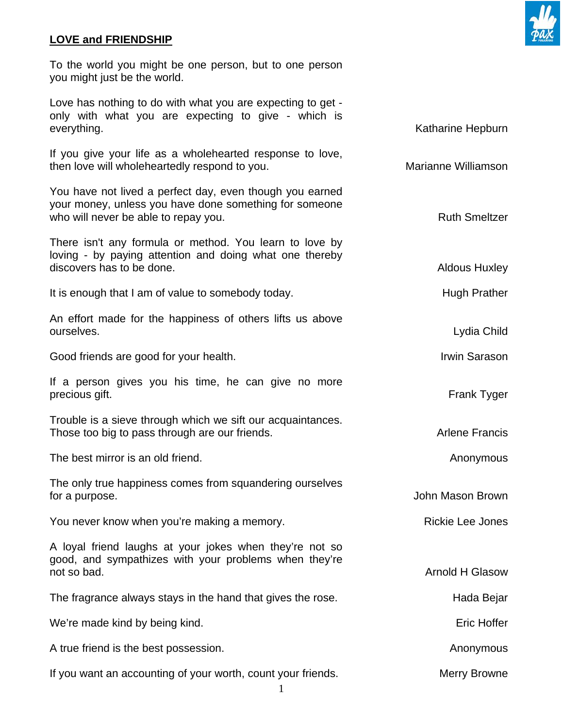## **LOVE and FRIENDSHIP**

To the world you might be one person, but to one person you might just be the world.

Love has nothing to do with what you are expecting to get - only with what you are expecting to give - which is everything. — Katharine Hepburn

If you give your life as a wholehearted response to love, then love will wholeheartedly respond to you. — Marianne Williamson

You have not lived a perfect day, even though you earned your money, unless you have done something for someone who will never be able to repay you. — Ruth Smeltzer

There isn't any formula or method. You learn to love by loving - by paying attention and doing what one thereby discovers has to be done. — Aldous Huxley

It is enough that I am of value to somebody today. — Hugh Prather

An effort made for the happiness of others lifts us above ourselves. — Lydia Child

Good friends are good for your health. — Irwin Sarason

If a person gives you his time, he can give no more precious gift. — Frank Tyger

Trouble is a sieve through which we sift our acquaintances. Those too big to pass through are our friends. — Arlene Francis

The best mirror is an old friend. — Anonymous

The only true happiness comes from squandering ourselves for a purpose. — John Mason Brown

You never know when you're making a memory. — Rickie Lee Jones

A loyal friend laughs at your jokes when they're not so good, and sympathizes with your problems when they're not so bad. — Arnold H Glasow

The fragrance always stays in the hand that gives the rose. — Hada Bejar

We're made kind by being kind. — Eric Hoffer

A true friend is the best possession. — Anonymous

If you want an accounting of your worth, count your friends. — Merry Browne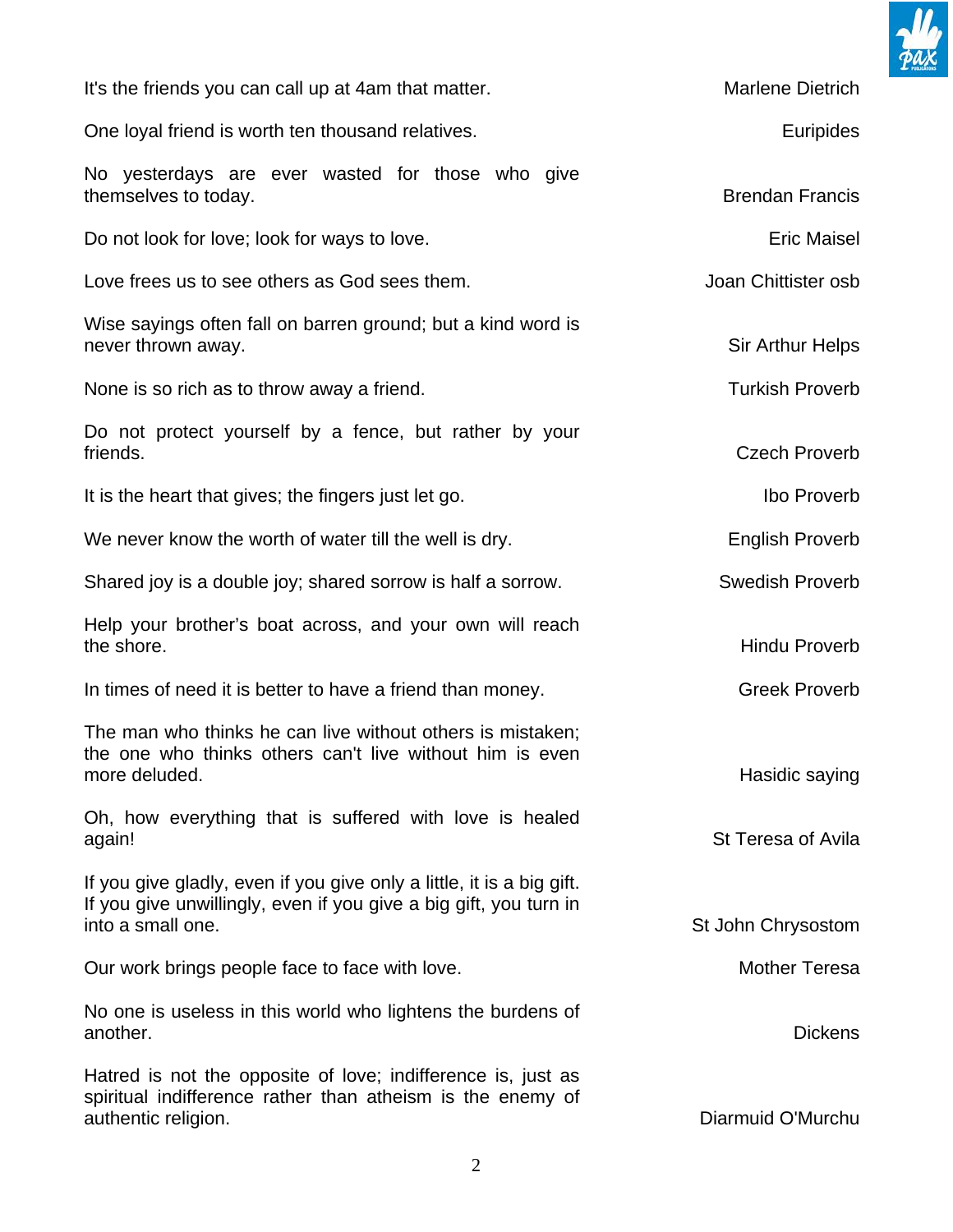It's the friends you can call up at 4am that matter. — Marlene Dietrich

One loyal friend is worth ten thousand relatives. — Euripides

No yesterdays are ever wasted for those who give themselves to today. — Brendan Francis

Do not look for love; look for ways to love. — Eric Maisel

Love frees us to see others as God sees them. — Joan Chittister osb

Wise sayings often fall on barren ground; but a kind word is never thrown away. — Sir Arthur Helps

None is so rich as to throw away a friend. — Turkish Proverb

Do not protect yourself by a fence, but rather by your friends. — Czech Proverb

It is the heart that gives; the fingers just let go. — Ibo Proverb

We never know the worth of water till the well is dry. — English Proverb

Shared joy is a double joy; shared sorrow is half a sorrow. — Swedish Proverb

Help your brother's boat across, and your own will reach the shore. — Hindu Proverb

In times of need it is better to have a friend than money. — Greek Proverb

The man who thinks he can live without others is mistaken; the one who thinks others can't live without him is even more deluded. — Hasidic saying

Oh, how everything that is suffered with love is healed again! — St Teresa of Avila

If you give gladly, even if you give only a little, it is a big gift. If you give unwillingly, even if you give a big gift, you turn in into a small one. — St John Chrysostom

Our work brings people face to face with love. — Mother Teresa

No one is useless in this world who lightens the burdens of another. — Dickens

Hatred is not the opposite of love; indifference is, just as spiritual indifference rather than atheism is the enemy of authentic religion. — Diarmuid O'Murchu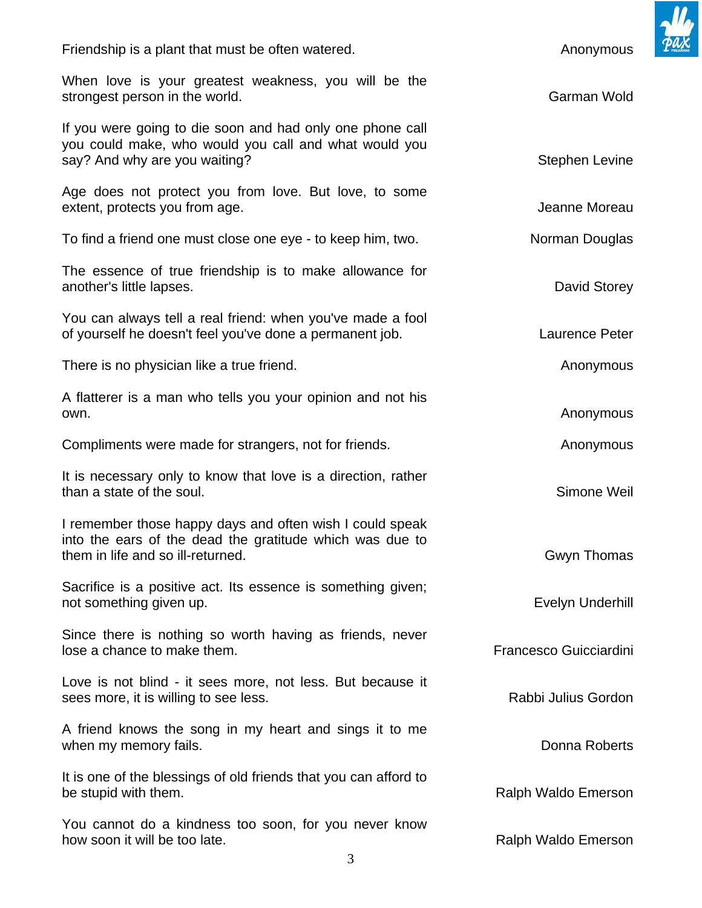| Quote | Author |
| --- | --- |
| Friendship is a plant that must be often watered. | Anonymous |
| When love is your greatest weakness, you will be the strongest person in the world. | Garman Wold |
| If you were going to die soon and had only one phone call you could make, who would you call and what would you say? And why are you waiting? | Stephen Levine |
| Age does not protect you from love. But love, to some extent, protects you from age. | Jeanne Moreau |
| To find a friend one must close one eye - to keep him, two. | Norman Douglas |
| The essence of true friendship is to make allowance for another's little lapses. | David Storey |
| You can always tell a real friend: when you've made a fool of yourself he doesn't feel you've done a permanent job. | Laurence Peter |
| There is no physician like a true friend. | Anonymous |
| A flatterer is a man who tells you your opinion and not his own. | Anonymous |
| Compliments were made for strangers, not for friends. | Anonymous |
| It is necessary only to know that love is a direction, rather than a state of the soul. | Simone Weil |
| I remember those happy days and often wish I could speak into the ears of the dead the gratitude which was due to them in life and so ill-returned. | Gwyn Thomas |
| Sacrifice is a positive act. Its essence is something given; not something given up. | Evelyn Underhill |
| Since there is nothing so worth having as friends, never lose a chance to make them. | Francesco Guicciardini |
| Love is not blind - it sees more, not less. But because it sees more, it is willing to see less. | Rabbi Julius Gordon |
| A friend knows the song in my heart and sings it to me when my memory fails. | Donna Roberts |
| It is one of the blessings of old friends that you can afford to be stupid with them. | Ralph Waldo Emerson |
| You cannot do a kindness too soon, for you never know how soon it will be too late. | Ralph Waldo Emerson |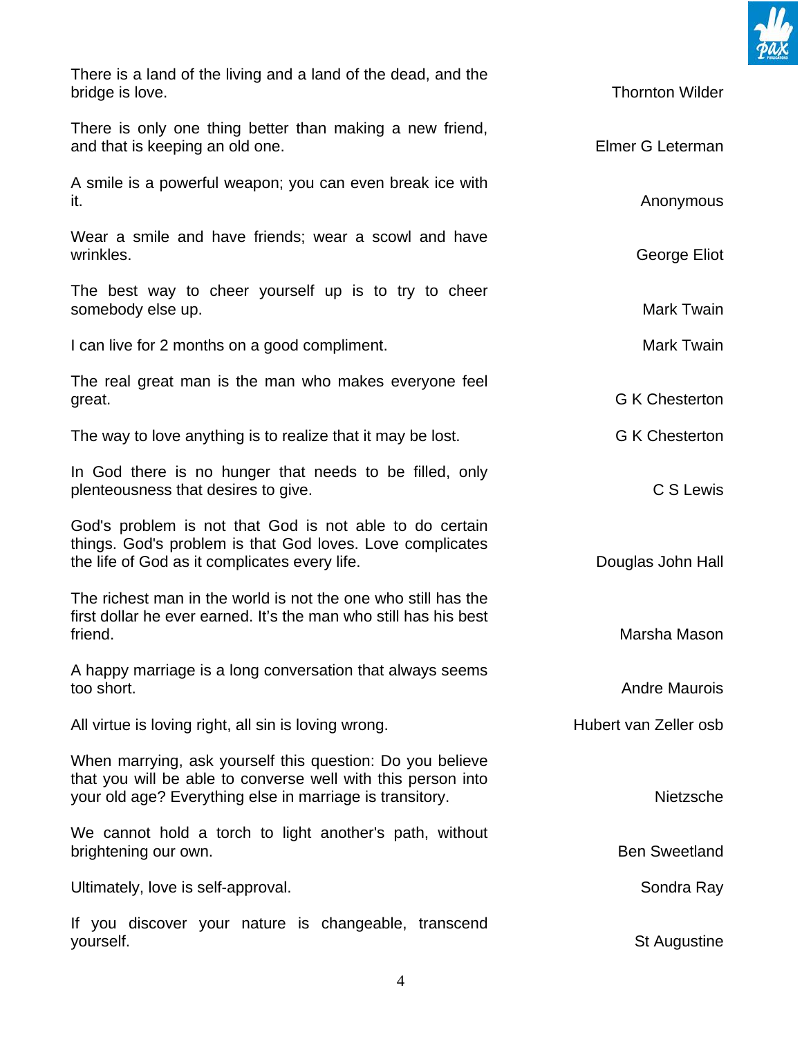| Quote | Author |
|---|---|
| There is a land of the living and a land of the dead, and the bridge is love. | Thornton Wilder |
| There is only one thing better than making a new friend, and that is keeping an old one. | Elmer G Leterman |
| A smile is a powerful weapon; you can even break ice with it. | Anonymous |
| Wear a smile and have friends; wear a scowl and have wrinkles. | George Eliot |
| The best way to cheer yourself up is to try to cheer somebody else up. | Mark Twain |
| I can live for 2 months on a good compliment. | Mark Twain |
| The real great man is the man who makes everyone feel great. | G K Chesterton |
| The way to love anything is to realize that it may be lost. | G K Chesterton |
| In God there is no hunger that needs to be filled, only plenteousness that desires to give. | C S Lewis |
| God's problem is not that God is not able to do certain things. God's problem is that God loves. Love complicates the life of God as it complicates every life. | Douglas John Hall |
| The richest man in the world is not the one who still has the first dollar he ever earned. It's the man who still has his best friend. | Marsha Mason |
| A happy marriage is a long conversation that always seems too short. | Andre Maurois |
| All virtue is loving right, all sin is loving wrong. | Hubert van Zeller osb |
| When marrying, ask yourself this question: Do you believe that you will be able to converse well with this person into your old age? Everything else in marriage is transitory. | Nietzsche |
| We cannot hold a torch to light another's path, without brightening our own. | Ben Sweetland |
| Ultimately, love is self-approval. | Sondra Ray |
| If you discover your nature is changeable, transcend yourself. | St Augustine |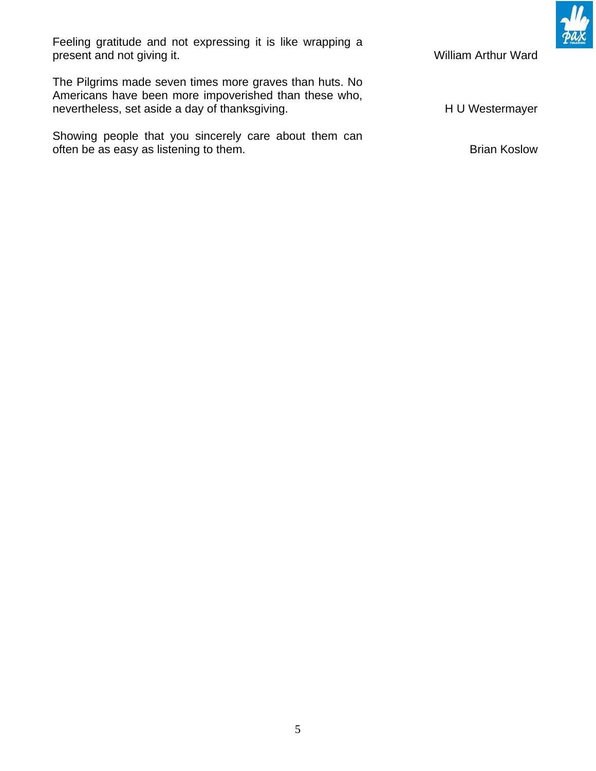Feeling gratitude and not expressing it is like wrapping a present and not giving it.

William Arthur Ward

The Pilgrims made seven times more graves than huts. No Americans have been more impoverished than these who, nevertheless, set aside a day of thanksgiving.

H U Westermayer

Showing people that you sincerely care about them can often be as easy as listening to them.

Brian Koslow